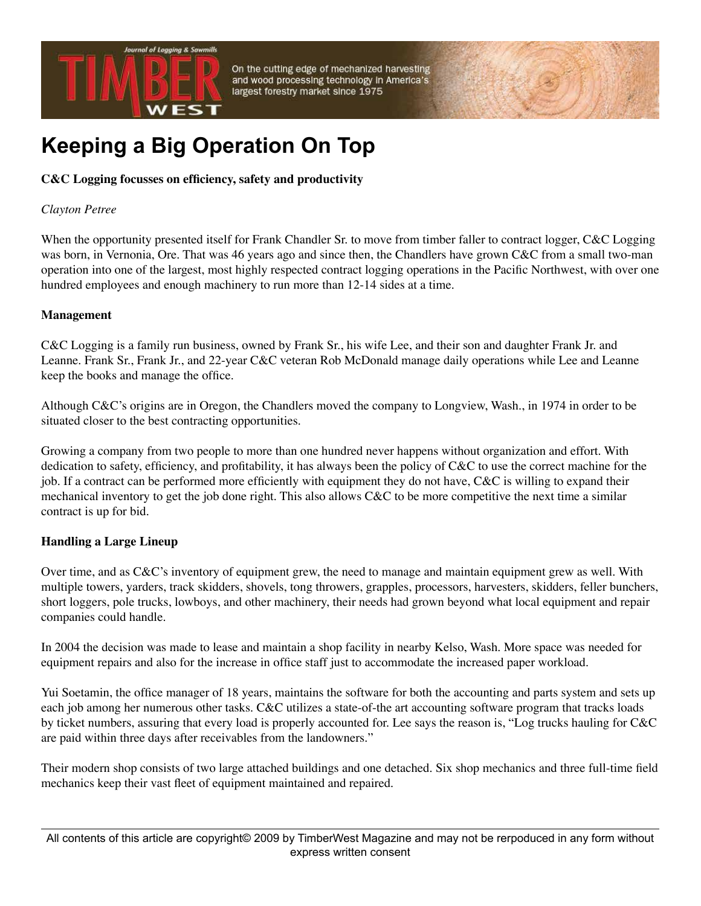# Keeping a Big Operation On Top

**C&C Logging focusses on efficiency, safety and productivity**

*Clayton Petree*

When the opportunity presented itself for Frank Chandler Sr. to move from timber faller to contract logger, C&C Logging was born, in Vernonia, Ore. That was 46 years ago and since then, the Chandlers have grown C&C from a small two-man operation into one of the largest, most highly respected contract logging operations in the Pacific Northwest, with over one hundred employees and enough machinery to run more than 12-14 sides at a time.

## Management

C&C Logging is a family run business, owned by Frank Sr., his wife Lee, and their son and daughter Frank Jr. and Leanne. Frank Sr., Frank Jr., and 22-year C&C veteran Rob McDonald manage daily operations while Lee and Leanne keep the books and manage the office.

Although C&C's origins are in Oregon, the Chandlers moved the company to Longview, Wash., in 1974 in order to be situated closer to the best contracting opportunities.

Growing a company from two people to more than one hundred never happens without organization and effort. With dedication to safety, efficiency, and profitability, it has always been the policy of C&C to use the correct machine for the job. If a contract can be performed more efficiently with equipment they do not have, C&C is willing to expand their mechanical inventory to get the job done right. This also allows C&C to be more competitive the next time a similar contract is up for bid.

## Handling a Large Lineup

Over time, and as C&C's inventory of equipment grew, the need to manage and maintain equipment grew as well. With multiple towers, yarders, track skidders, shovels, tong throwers, grapples, processors, harvesters, skidders, feller bunchers, short loggers, pole trucks, lowboys, and other machinery, their needs had grown beyond what local equipment and repair companies could handle.

In 2004 the decision was made to lease and maintain a shop facility in nearby Kelso, Wash. More space was needed for equipment repairs and also for the increase in office staff just to accommodate the increased paper workload.

Yui Soetamin, the office manager of 18 years, maintains the software for both the accounting and parts system and sets up each job among her numerous other tasks. C&C utilizes a state-of-the art accounting software program that tracks loads by ticket numbers, assuring that every load is properly accounted for. Lee says the reason is, "Log trucks hauling for C&C are paid within three days after receivables from the landowners."

Their modern shop consists of two large attached buildings and one detached. Six shop mechanics and three full-time field mechanics keep their vast fleet of equipment maintained and repaired.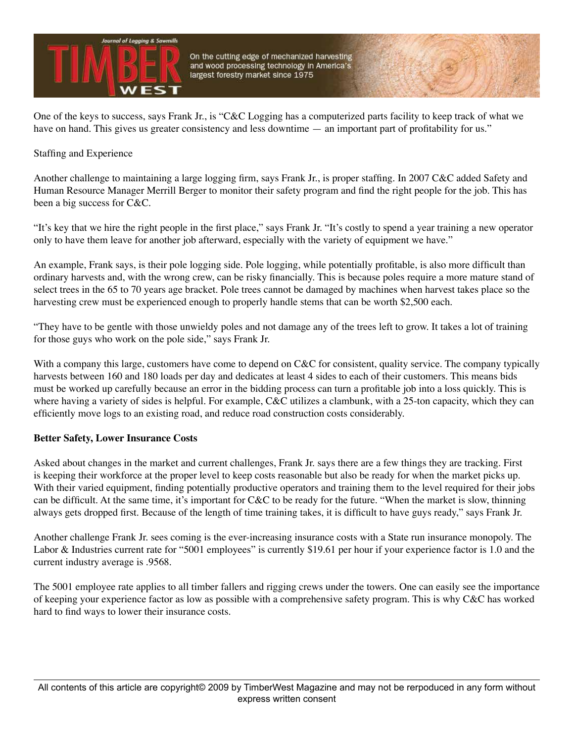One of the keys to success, says Frank Jr., is "C&C Logging has a computerized parts facility to keep track of what we have on hand. This gives us greater consistency and less downtime — an important part of profitability for us."

Staffing and Experience

Another challenge to maintaining a large logging firm, says Frank Jr., is proper staffing. In 2007 C&C added Safety and Human Resource Manager Merrill Berger to monitor their safety program and find the right people for the job. This has been a big success for C&C.

"It's key that we hire the right people in the first place," says Frank Jr. "It's costly to spend a year training a new operator only to have them leave for another job afterward, especially with the variety of equipment we have."

An example, Frank says, is their pole logging side. Pole logging, while potentially profitable, is also more difficult than ordinary harvests and, with the wrong crew, can be risky financially. This is because poles require a more mature stand of select trees in the 65 to 70 years age bracket. Pole trees cannot be damaged by machines when harvest takes place so the harvesting crew must be experienced enough to properly handle stems that can be worth $2,500 each.

"They have to be gentle with those unwieldy poles and not damage any of the trees left to grow. It takes a lot of training for those guys who work on the pole side," says Frank Jr.

With a company this large, customers have come to depend on C&C for consistent, quality service. The company typically harvests between 160 and 180 loads per day and dedicates at least 4 sides to each of their customers. This means bids must be worked up carefully because an error in the bidding process can turn a profitable job into a loss quickly. This is where having a variety of sides is helpful. For example, C&C utilizes a clambunk, with a 25-ton capacity, which they can efficiently move logs to an existing road, and reduce road construction costs considerably.

**Better Safety, Lower Insurance Costs**

Asked about changes in the market and current challenges, Frank Jr. says there are a few things they are tracking. First is keeping their workforce at the proper level to keep costs reasonable but also be ready for when the market picks up. With their varied equipment, finding potentially productive operators and training them to the level required for their jobs can be difficult. At the same time, it's important for C&C to be ready for the future. "When the market is slow, thinning always gets dropped first. Because of the length of time training takes, it is difficult to have guys ready," says Frank Jr.

Another challenge Frank Jr. sees coming is the ever-increasing insurance costs with a State run insurance monopoly. The Labor & Industries current rate for "5001 employees" is currently $19.61 per hour if your experience factor is 1.0 and the current industry average is .9568.

The 5001 employee rate applies to all timber fallers and rigging crews under the towers. One can easily see the importance of keeping your experience factor as low as possible with a comprehensive safety program. This is why C&C has worked hard to find ways to lower their insurance costs.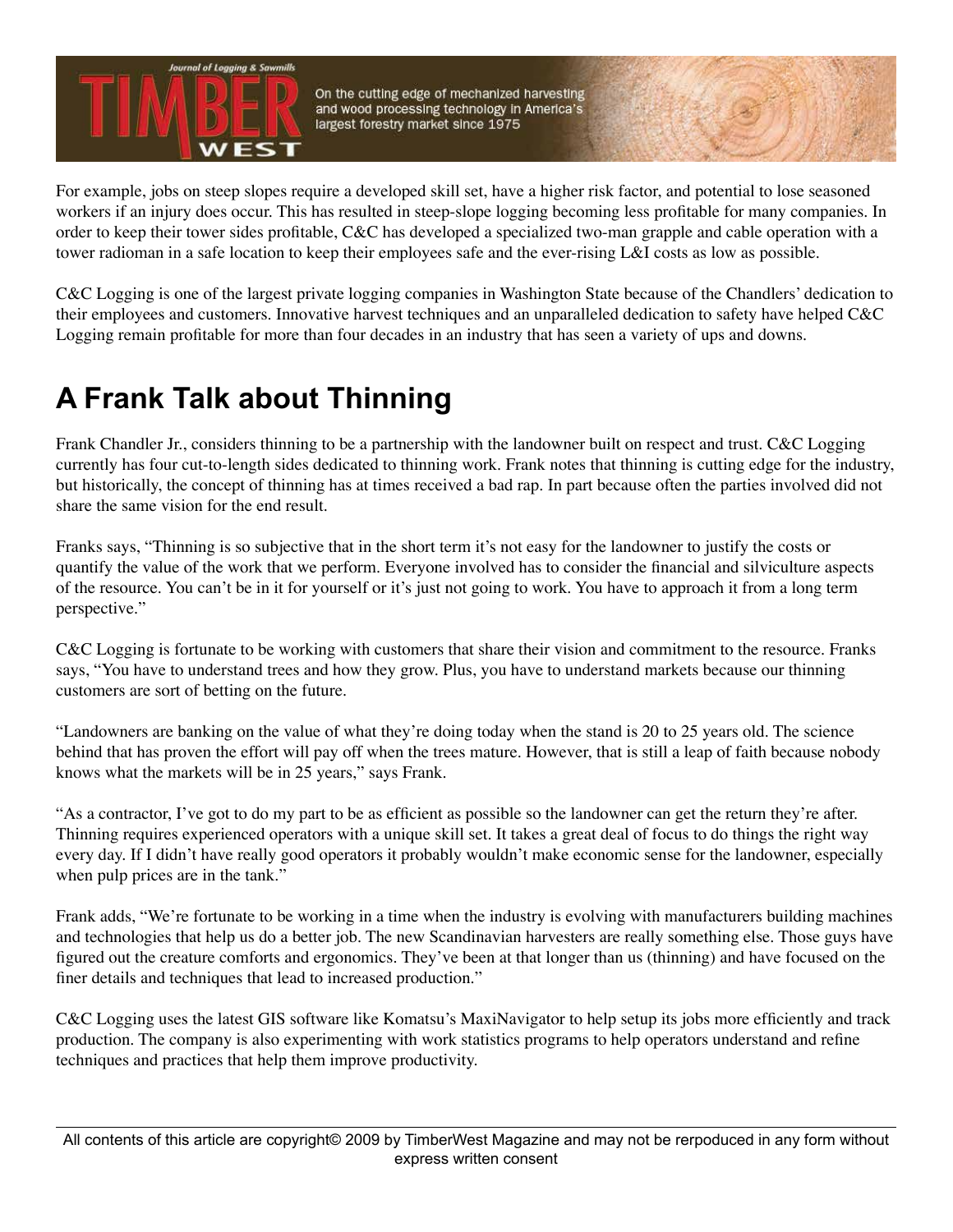For example, jobs on steep slopes require a developed skill set, have a higher risk factor, and potential to lose seasoned workers if an injury does occur. This has resulted in steep-slope logging becoming less profitable for many companies. In order to keep their tower sides profitable, C&C has developed a specialized two-man grapple and cable operation with a tower radioman in a safe location to keep their employees safe and the ever-rising L&I costs as low as possible.

C&C Logging is one of the largest private logging companies in Washington State because of the Chandlers' dedication to their employees and customers. Innovative harvest techniques and an unparalleled dedication to safety have helped C&C Logging remain profitable for more than four decades in an industry that has seen a variety of ups and downs.

## A Frank Talk about Thinning

Frank Chandler Jr., considers thinning to be a partnership with the landowner built on respect and trust. C&C Logging currently has four cut-to-length sides dedicated to thinning work. Frank notes that thinning is cutting edge for the industry, but historically, the concept of thinning has at times received a bad rap. In part because often the parties involved did not share the same vision for the end result.

Franks says, "Thinning is so subjective that in the short term it's not easy for the landowner to justify the costs or quantify the value of the work that we perform. Everyone involved has to consider the financial and silviculture aspects of the resource. You can't be in it for yourself or it's just not going to work. You have to approach it from a long term perspective."

C&C Logging is fortunate to be working with customers that share their vision and commitment to the resource. Franks says, "You have to understand trees and how they grow. Plus, you have to understand markets because our thinning customers are sort of betting on the future.

"Landowners are banking on the value of what they're doing today when the stand is 20 to 25 years old. The science behind that has proven the effort will pay off when the trees mature. However, that is still a leap of faith because nobody knows what the markets will be in 25 years," says Frank.

"As a contractor, I've got to do my part to be as efficient as possible so the landowner can get the return they're after. Thinning requires experienced operators with a unique skill set. It takes a great deal of focus to do things the right way every day. If I didn't have really good operators it probably wouldn't make economic sense for the landowner, especially when pulp prices are in the tank."

Frank adds, "We're fortunate to be working in a time when the industry is evolving with manufacturers building machines and technologies that help us do a better job. The new Scandinavian harvesters are really something else. Those guys have figured out the creature comforts and ergonomics. They've been at that longer than us (thinning) and have focused on the finer details and techniques that lead to increased production."

C&C Logging uses the latest GIS software like Komatsu's MaxiNavigator to help setup its jobs more efficiently and track production. The company is also experimenting with work statistics programs to help operators understand and refine techniques and practices that help them improve productivity.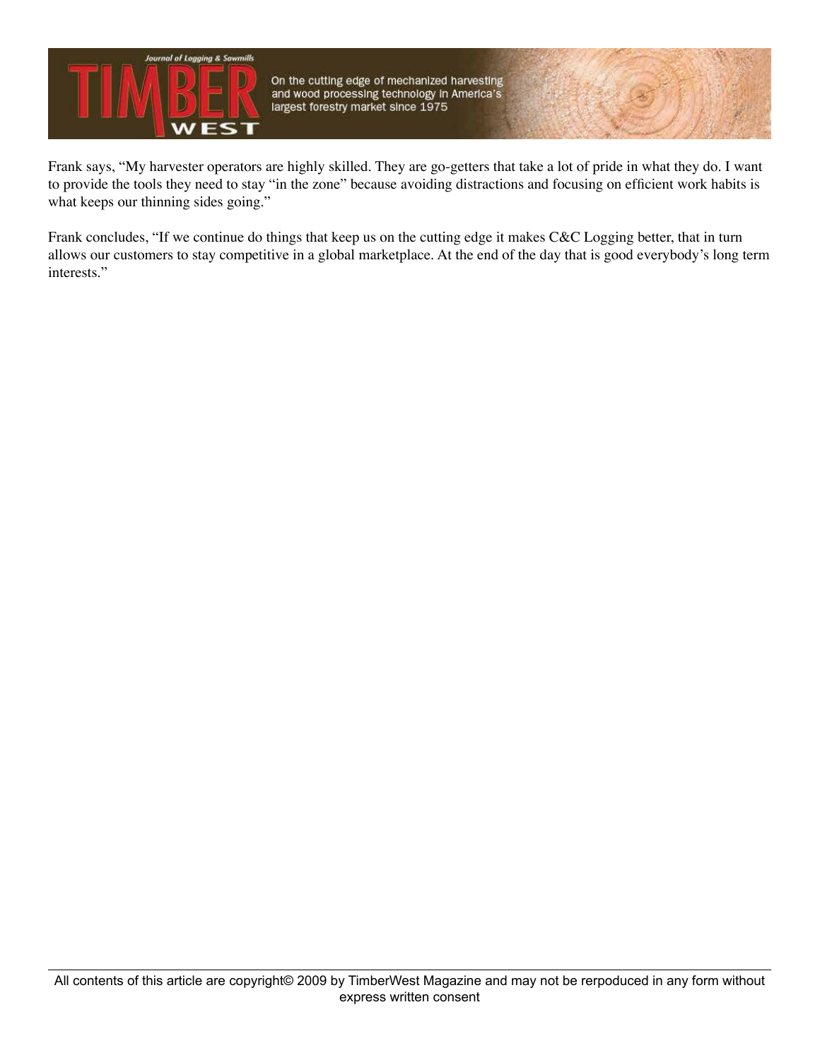Frank says, "My harvester operators are highly skilled. They are go-getters that take a lot of pride in what they do. I want to provide the tools they need to stay "in the zone" because avoiding distractions and focusing on efficient work habits is what keeps our thinning sides going."

Frank concludes, "If we continue do things that keep us on the cutting edge it makes C&C Logging better, that in turn allows our customers to stay competitive in a global marketplace. At the end of the day that is good everybody's long term interests."